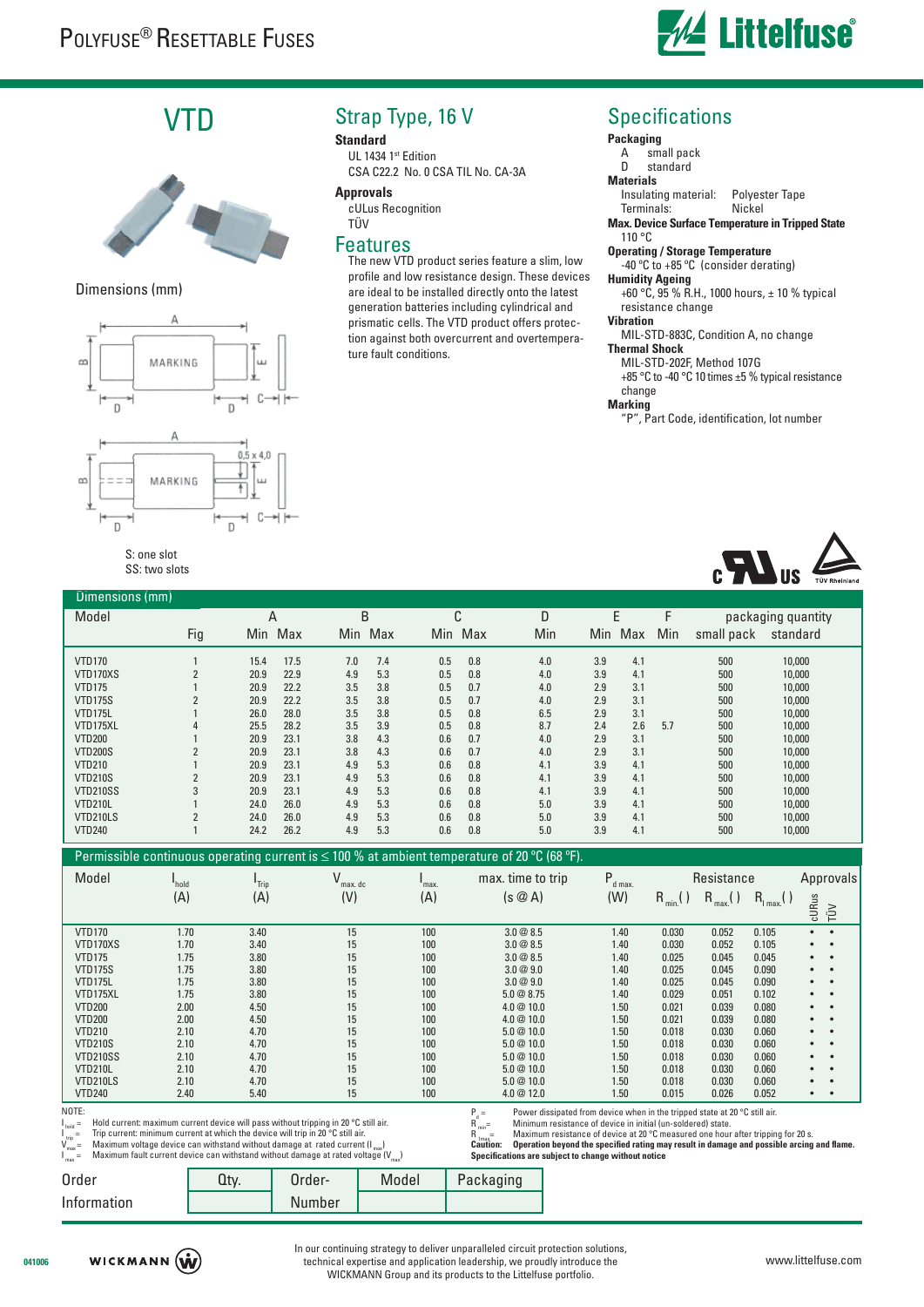# Polyfuse® Resettable Fuses

# VTD

## Strap Type, 16 V

### Standard

UL 1434 1st Edition
CSA C22.2 No. 0 CSA TIL No. CA-3A

### Approvals

cULus Recognition
TÜV

## Features

The new VTD product series feature a slim, low profile and low resistance design. These devices are ideal to be installed directly onto the latest generation batteries including cylindrical and prismatic cells. The VTD product offers protection against both overcurrent and overtemperature fault conditions.

## Specifications

**Packaging**
A small pack
D standard

**Materials**
Insulating material: Polyester Tape
Terminals: Nickel

**Max. Device Surface Temperature in Tripped State**
110 °C

**Operating / Storage Temperature**
-40 °C to +85 °C (consider derating)

**Humidity Ageing**
+60 °C, 95 % R.H., 1000 hours, ± 10 % typical resistance change

**Vibration**
MIL-STD-883C, Condition A, no change

**Thermal Shock**
MIL-STD-202F, Method 107G
+85 °C to -40 °C 10 times ±5 % typical resistance change

**Marking**
"P", Part Code, identification, lot number

Dimensions (mm)

S: one slot
SS: two slots

### Dimensions (mm)

| Model | Fig | A Min | A Max | B Min | B Max | C Min | C Max | D Min | E Min | E Max | F Min | packaging quantity small pack | packaging quantity standard |
|---|---|---|---|---|---|---|---|---|---|---|---|---|---|
| VTD170 | 1 | 15.4 | 17.5 | 7.0 | 7.4 | 0.5 | 0.8 | 4.0 | 3.9 | 4.1 | | 500 | 10,000 |
| VTD170XS | 2 | 20.9 | 22.9 | 4.9 | 5.3 | 0.5 | 0.8 | 4.0 | 3.9 | 4.1 | | 500 | 10,000 |
| VTD175 | 1 | 20.9 | 22.2 | 3.5 | 3.8 | 0.5 | 0.7 | 4.0 | 2.9 | 3.1 | | 500 | 10,000 |
| VTD175S | 2 | 20.9 | 22.2 | 3.5 | 3.8 | 0.5 | 0.7 | 4.0 | 2.9 | 3.1 | | 500 | 10,000 |
| VTD175L | 1 | 26.0 | 28.0 | 3.5 | 3.8 | 0.5 | 0.8 | 6.5 | 2.9 | 3.1 | | 500 | 10,000 |
| VTD175XL | 4 | 25.5 | 28.2 | 3.5 | 3.9 | 0.5 | 0.8 | 8.7 | 2.4 | 2.6 | 5.7 | 500 | 10,000 |
| VTD200 | 1 | 20.9 | 23.1 | 3.8 | 4.3 | 0.6 | 0.7 | 4.0 | 2.9 | 3.1 | | 500 | 10,000 |
| VTD200S | 2 | 20.9 | 23.1 | 3.8 | 4.3 | 0.6 | 0.7 | 4.0 | 2.9 | 3.1 | | 500 | 10,000 |
| VTD210 | 1 | 20.9 | 23.1 | 4.9 | 5.3 | 0.6 | 0.8 | 4.1 | 3.9 | 4.1 | | 500 | 10,000 |
| VTD210S | 2 | 20.9 | 23.1 | 4.9 | 5.3 | 0.6 | 0.8 | 4.1 | 3.9 | 4.1 | | 500 | 10,000 |
| VTD210SS | 3 | 20.9 | 23.1 | 4.9 | 5.3 | 0.6 | 0.8 | 4.1 | 3.9 | 4.1 | | 500 | 10,000 |
| VTD210L | 1 | 24.0 | 26.0 | 4.9 | 5.3 | 0.6 | 0.8 | 5.0 | 3.9 | 4.1 | | 500 | 10,000 |
| VTD210LS | 2 | 24.0 | 26.0 | 4.9 | 5.3 | 0.6 | 0.8 | 5.0 | 3.9 | 4.1 | | 500 | 10,000 |
| VTD240 | 1 | 24.2 | 26.2 | 4.9 | 5.3 | 0.6 | 0.8 | 5.0 | 3.9 | 4.1 | | 500 | 10,000 |

### Permissible continuous operating current is ≤ 100 % at ambient temperature of 20 °C (68 °F).

| Model | $I_{hold}$ (A) | $I_{Trip}$ (A) | $V_{max. dc}$ (V) | $I_{max.}$ (A) | max. time to trip (s @ A) | $P_{d\ max.}$ (W) | $R_{min.}$ (Ω) | $R_{max.}$ (Ω) | $R_{1\ max.}$ (Ω) | cURus | TÜV |
|---|---|---|---|---|---|---|---|---|---|---|---|
| VTD170 | 1.70 | 3.40 | 15 | 100 | 3.0 @ 8.5 | 1.40 | 0.030 | 0.052 | 0.105 | • | • |
| VTD170XS | 1.70 | 3.40 | 15 | 100 | 3.0 @ 8.5 | 1.40 | 0.030 | 0.052 | 0.105 | • | • |
| VTD175 | 1.75 | 3.80 | 15 | 100 | 3.0 @ 8.5 | 1.40 | 0.025 | 0.045 | 0.045 | • | • |
| VTD175S | 1.75 | 3.80 | 15 | 100 | 3.0 @ 9.0 | 1.40 | 0.025 | 0.045 | 0.090 | • | • |
| VTD175L | 1.75 | 3.80 | 15 | 100 | 3.0 @ 9.0 | 1.40 | 0.025 | 0.045 | 0.090 | • | • |
| VTD175XL | 1.75 | 3.80 | 15 | 100 | 5.0 @ 8.75 | 1.40 | 0.029 | 0.051 | 0.102 | • | • |
| VTD200 | 2.00 | 4.50 | 15 | 100 | 4.0 @ 10.0 | 1.50 | 0.021 | 0.039 | 0.080 | • | • |
| VTD200 | 2.00 | 4.50 | 15 | 100 | 4.0 @ 10.0 | 1.50 | 0.021 | 0.039 | 0.080 | • | • |
| VTD210 | 2.10 | 4.70 | 15 | 100 | 5.0 @ 10.0 | 1.50 | 0.018 | 0.030 | 0.060 | • | • |
| VTD210S | 2.10 | 4.70 | 15 | 100 | 5.0 @ 10.0 | 1.50 | 0.018 | 0.030 | 0.060 | • | • |
| VTD210SS | 2.10 | 4.70 | 15 | 100 | 5.0 @ 10.0 | 1.50 | 0.018 | 0.030 | 0.060 | • | • |
| VTD210L | 2.10 | 4.70 | 15 | 100 | 5.0 @ 10.0 | 1.50 | 0.018 | 0.030 | 0.060 | • | • |
| VTD210LS | 2.10 | 4.70 | 15 | 100 | 5.0 @ 10.0 | 1.50 | 0.018 | 0.030 | 0.060 | • | • |
| VTD240 | 2.40 | 5.40 | 15 | 100 | 4.0 @ 12.0 | 1.50 | 0.015 | 0.026 | 0.052 | • | • |

NOTE:
$I_{hold}$ = Hold current: maximum current device will pass without tripping in 20 °C still air.
$I_{trip}$ = Trip current: minimum current at which the device will trip in 20 °C still air.
$V_{max}$ = Maximum voltage device can withstand without damage at rated current ($I_{max}$)
$I_{max}$ = Maximum fault current device can withstand without damage at rated voltage ($V_{max}$)
$P_d$ = Power dissipated from device when in the tripped state at 20 °C still air.
$R_{min}$ = Minimum resistance of device in initial (un-soldered) state.
$R_{1max}$ = Maximum resistance of device at 20 °C measured one hour after tripping for 20 s.
**Caution: Operation beyond the specified rating may result in damage and possible arcing and flame.**
**Specifications are subject to change without notice**

| Order Information | Qty. | Order-Number | Model | Packaging |
|---|---|---|---|---|
| | | | | |

041006

In our continuing strategy to deliver unparalleled circuit protection solutions, technical expertise and application leadership, we proudly introduce the WICKMANN Group and its products to the Littelfuse portfolio.

www.littelfuse.com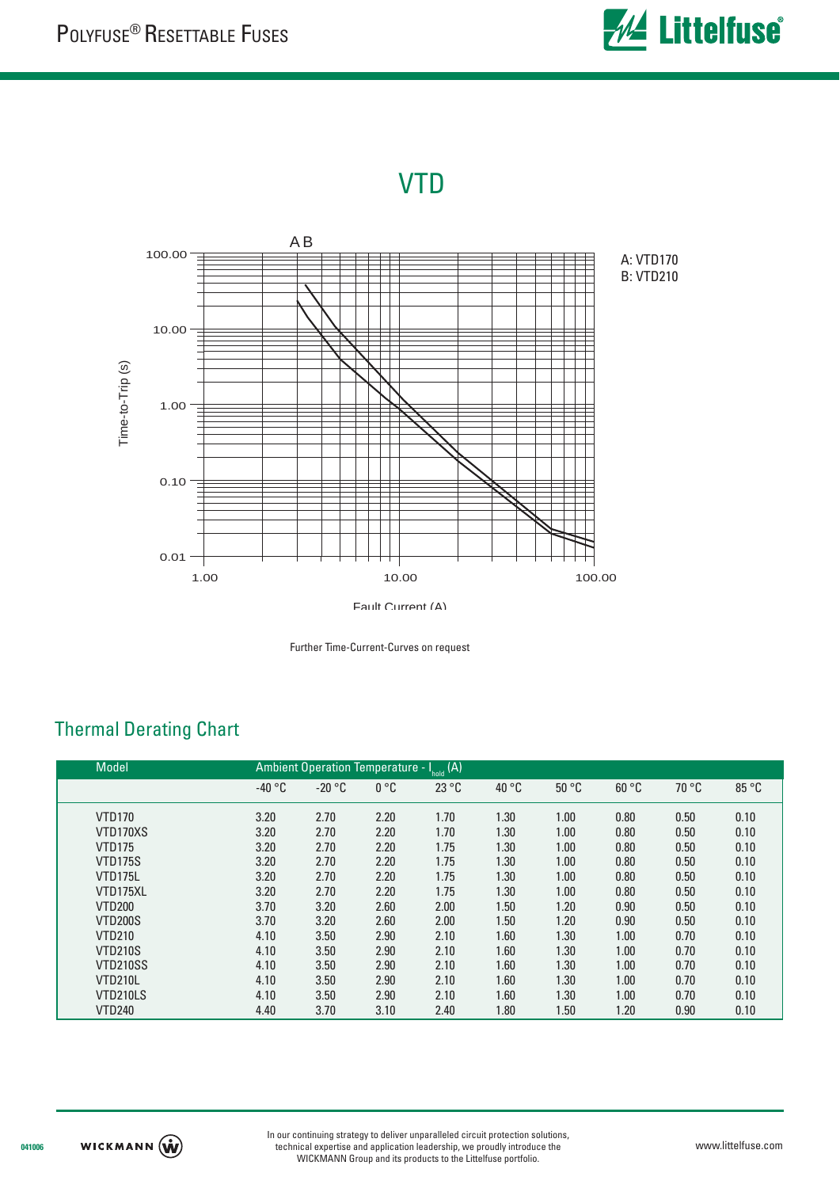# VTD

A: VTD170
B: VTD210

Time-to-Trip (s)

Fault Current (A)

Further Time-Current-Curves on request

## Thermal Derating Chart

| Model | Ambient Operation Temperature - $I_{hold}$ (A) | | | | | | | | |
|---|---|---|---|---|---|---|---|---|---|
| | -40 °C | -20 °C | 0 °C | 23 °C | 40 °C | 50 °C | 60 °C | 70 °C | 85 °C |
| VTD170 | 3.20 | 2.70 | 2.20 | 1.70 | 1.30 | 1.00 | 0.80 | 0.50 | 0.10 |
| VTD170XS | 3.20 | 2.70 | 2.20 | 1.70 | 1.30 | 1.00 | 0.80 | 0.50 | 0.10 |
| VTD175 | 3.20 | 2.70 | 2.20 | 1.75 | 1.30 | 1.00 | 0.80 | 0.50 | 0.10 |
| VTD175S | 3.20 | 2.70 | 2.20 | 1.75 | 1.30 | 1.00 | 0.80 | 0.50 | 0.10 |
| VTD175L | 3.20 | 2.70 | 2.20 | 1.75 | 1.30 | 1.00 | 0.80 | 0.50 | 0.10 |
| VTD175XL | 3.20 | 2.70 | 2.20 | 1.75 | 1.30 | 1.00 | 0.80 | 0.50 | 0.10 |
| VTD200 | 3.70 | 3.20 | 2.60 | 2.00 | 1.50 | 1.20 | 0.90 | 0.50 | 0.10 |
| VTD200S | 3.70 | 3.20 | 2.60 | 2.00 | 1.50 | 1.20 | 0.90 | 0.50 | 0.10 |
| VTD210 | 4.10 | 3.50 | 2.90 | 2.10 | 1.60 | 1.30 | 1.00 | 0.70 | 0.10 |
| VTD210S | 4.10 | 3.50 | 2.90 | 2.10 | 1.60 | 1.30 | 1.00 | 0.70 | 0.10 |
| VTD210SS | 4.10 | 3.50 | 2.90 | 2.10 | 1.60 | 1.30 | 1.00 | 0.70 | 0.10 |
| VTD210L | 4.10 | 3.50 | 2.90 | 2.10 | 1.60 | 1.30 | 1.00 | 0.70 | 0.10 |
| VTD210LS | 4.10 | 3.50 | 2.90 | 2.10 | 1.60 | 1.30 | 1.00 | 0.70 | 0.10 |
| VTD240 | 4.40 | 3.70 | 3.10 | 2.40 | 1.80 | 1.50 | 1.20 | 0.90 | 0.10 |

In our continuing strategy to deliver unparalleled circuit protection solutions, technical expertise and application leadership, we proudly introduce the WICKMANN Group and its products to the Littelfuse portfolio.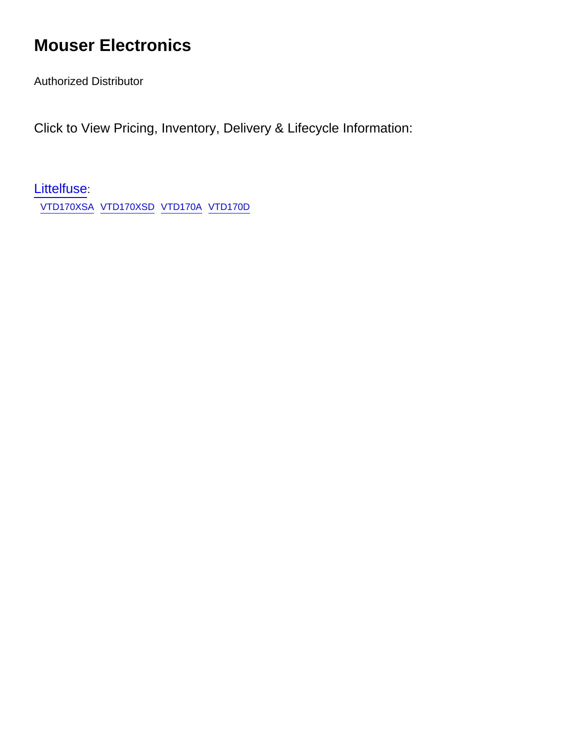# Mouser Electronics

Authorized Distributor

Click to View Pricing, Inventory, Delivery & Lifecycle Information:

Littelfuse:

VTD170XSA VTD170XSD VTD170A VTD170D